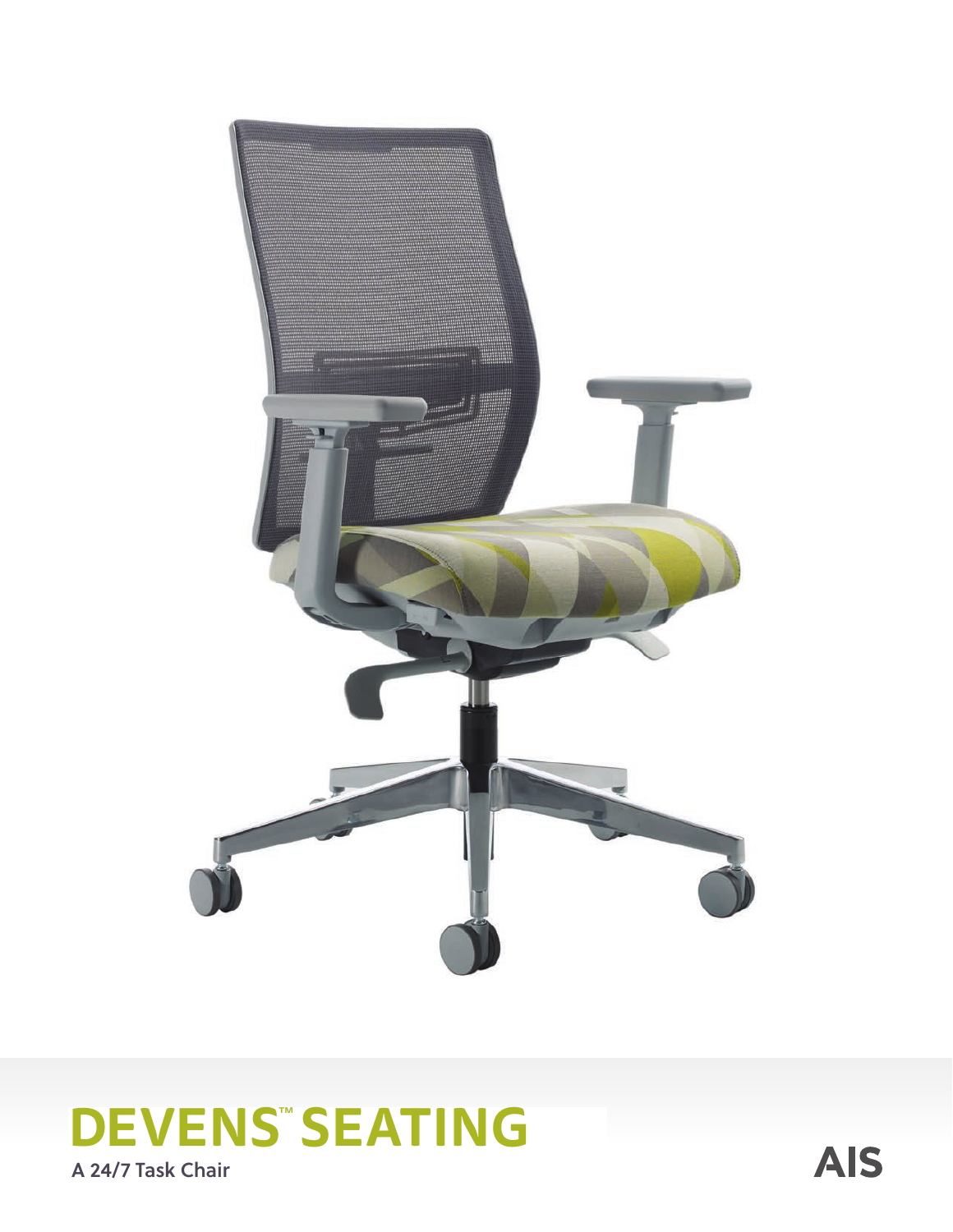# DEVENS™ SEATING

A 24/7 Task Chair

AIS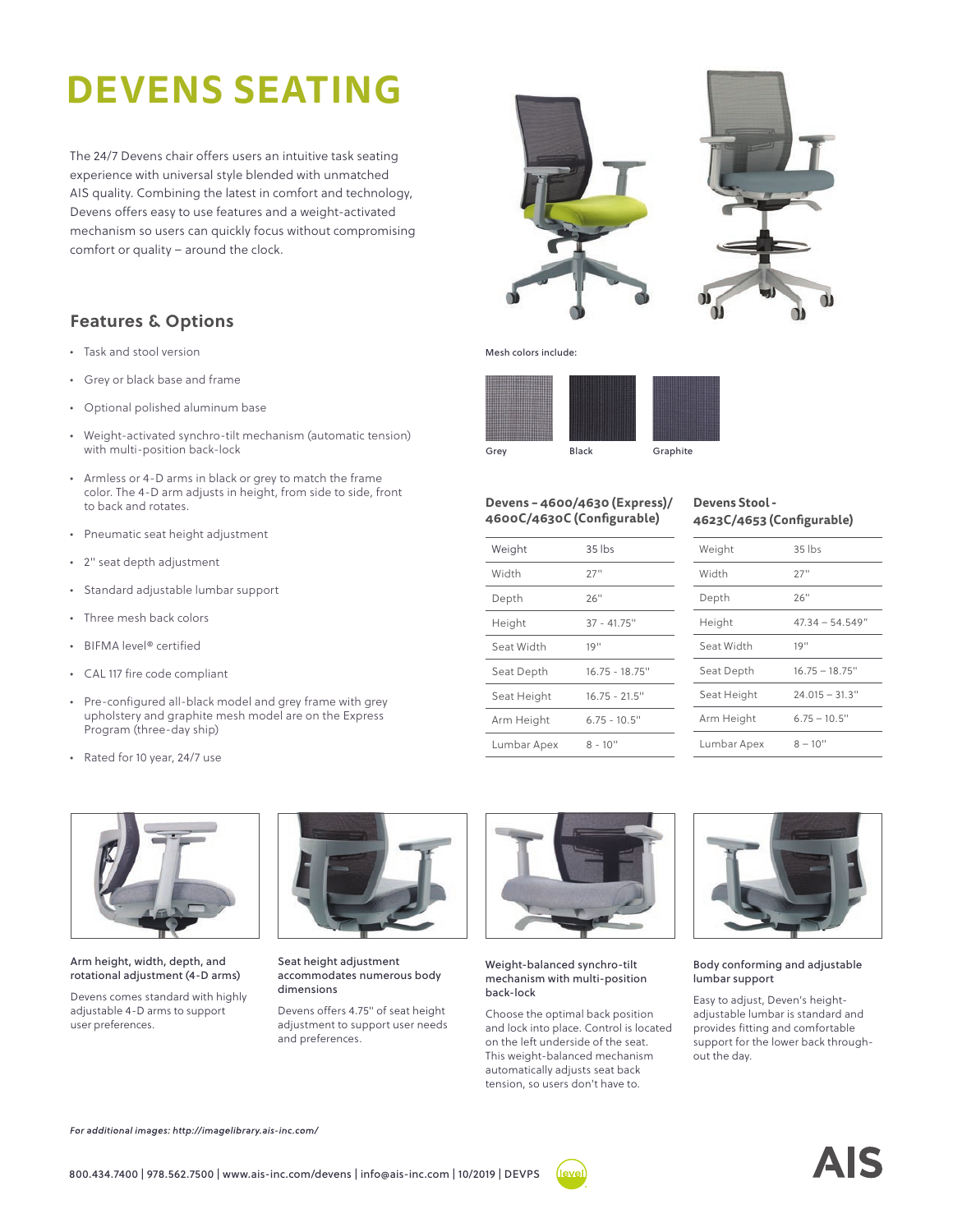# DEVENS SEATING

The 24/7 Devens chair offers users an intuitive task seating experience with universal style blended with unmatched AIS quality. Combining the latest in comfort and technology, Devens offers easy to use features and a weight-activated mechanism so users can quickly focus without compromising comfort or quality – around the clock.

## Features & Options

- Task and stool version
- Grey or black base and frame
- Optional polished aluminum base
- Weight-activated synchro-tilt mechanism (automatic tension) with multi-position back-lock
- Armless or 4-D arms in black or grey to match the frame color. The 4-D arm adjusts in height, from side to side, front to back and rotates.
- Pneumatic seat height adjustment
- 2" seat depth adjustment
- Standard adjustable lumbar support
- Three mesh back colors
- BIFMA level® certified
- CAL 117 fire code compliant
- Pre-configured all-black model and grey frame with grey upholstery and graphite mesh model are on the Express Program (three-day ship)
- Rated for 10 year, 24/7 use

Mesh colors include:

Grey

Black

Graphite

### Devens – 4600/4630 (Express)/ 4600C/4630C (Configurable)

| | |
|---|---|
| Weight | 35 lbs |
| Width | 27" |
| Depth | 26" |
| Height | 37 - 41.75" |
| Seat Width | 19" |
| Seat Depth | 16.75 - 18.75" |
| Seat Height | 16.75 - 21.5" |
| Arm Height | 6.75 - 10.5" |
| Lumbar Apex | 8 - 10" |

### Devens Stool - 4623C/4653 (Configurable)

| | |
|---|---|
| Weight | 35 lbs |
| Width | 27" |
| Depth | 26" |
| Height | 47.34 – 54.549" |
| Seat Width | 19" |
| Seat Depth | 16.75 – 18.75" |
| Seat Height | 24.015 – 31.3" |
| Arm Height | 6.75 – 10.5" |
| Lumbar Apex | 8 – 10" |

**Arm height, width, depth, and rotational adjustment (4-D arms)**

Devens comes standard with highly adjustable 4-D arms to support user preferences.

**Seat height adjustment accommodates numerous body dimensions**

Devens offers 4.75" of seat height adjustment to support user needs and preferences.

**Weight-balanced synchro-tilt mechanism with multi-position back-lock**

Choose the optimal back position and lock into place. Control is located on the left underside of the seat. This weight-balanced mechanism automatically adjusts seat back tension, so users don't have to.

**Body conforming and adjustable lumbar support**

Easy to adjust, Deven's height-adjustable lumbar is standard and provides fitting and comfortable support for the lower back through-out the day.

*For additional images: http://imagelibrary.ais-inc.com/*

800.434.7400 | 978.562.7500 | www.ais-inc.com/devens | info@ais-inc.com | 10/2019 | DEVPS

AIS